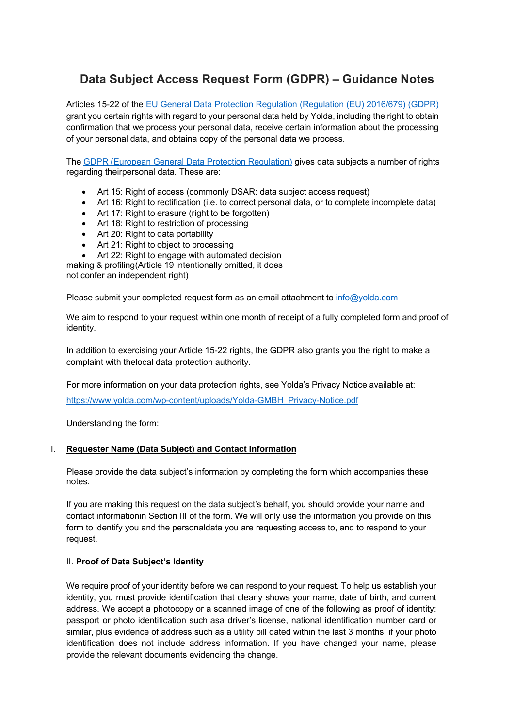# Data Subject Access Request Form (GDPR) – Guidance Notes

Articles 15-22 of the [EU General Data Protection Regulation (Regulation (EU) 2016/679) (GDPR)](#) grant you certain rights with regard to your personal data held by Yolda, including the right to obtain confirmation that we process your personal data, receive certain information about the processing of your personal data, and obtaina copy of the personal data we process.

The [GDPR (European General Data Protection Regulation)](#) gives data subjects a number of rights regarding theirpersonal data. These are:

- Art 15: Right of access (commonly DSAR: data subject access request)
- Art 16: Right to rectification (i.e. to correct personal data, or to complete incomplete data)
- Art 17: Right to erasure (right to be forgotten)
- Art 18: Right to restriction of processing
- Art 20: Right to data portability
- Art 21: Right to object to processing
- Art 22: Right to engage with automated decision

making & profiling(Article 19 intentionally omitted, it does not confer an independent right)

Please submit your completed request form as an email attachment to [info@yolda.com](mailto:info@yolda.com)

We aim to respond to your request within one month of receipt of a fully completed form and proof of identity.

In addition to exercising your Article 15-22 rights, the GDPR also grants you the right to make a complaint with thelocal data protection authority.

For more information on your data protection rights, see Yolda's Privacy Notice available at:

[https://www.yolda.com/wp-content/uploads/Yolda-GMBH_Privacy-Notice.pdf](https://www.yolda.com/wp-content/uploads/Yolda-GMBH_Privacy-Notice.pdf)

Understanding the form:

I. **<u>Requester Name (Data Subject) and Contact Information</u>**

Please provide the data subject's information by completing the form which accompanies these notes.

If you are making this request on the data subject's behalf, you should provide your name and contact informationin Section III of the form. We will only use the information you provide on this form to identify you and the personaldata you are requesting access to, and to respond to your request.

II. **<u>Proof of Data Subject's Identity</u>**

We require proof of your identity before we can respond to your request. To help us establish your identity, you must provide identification that clearly shows your name, date of birth, and current address. We accept a photocopy or a scanned image of one of the following as proof of identity: passport or photo identification such asa driver's license, national identification number card or similar, plus evidence of address such as a utility bill dated within the last 3 months, if your photo identification does not include address information. If you have changed your name, please provide the relevant documents evidencing the change.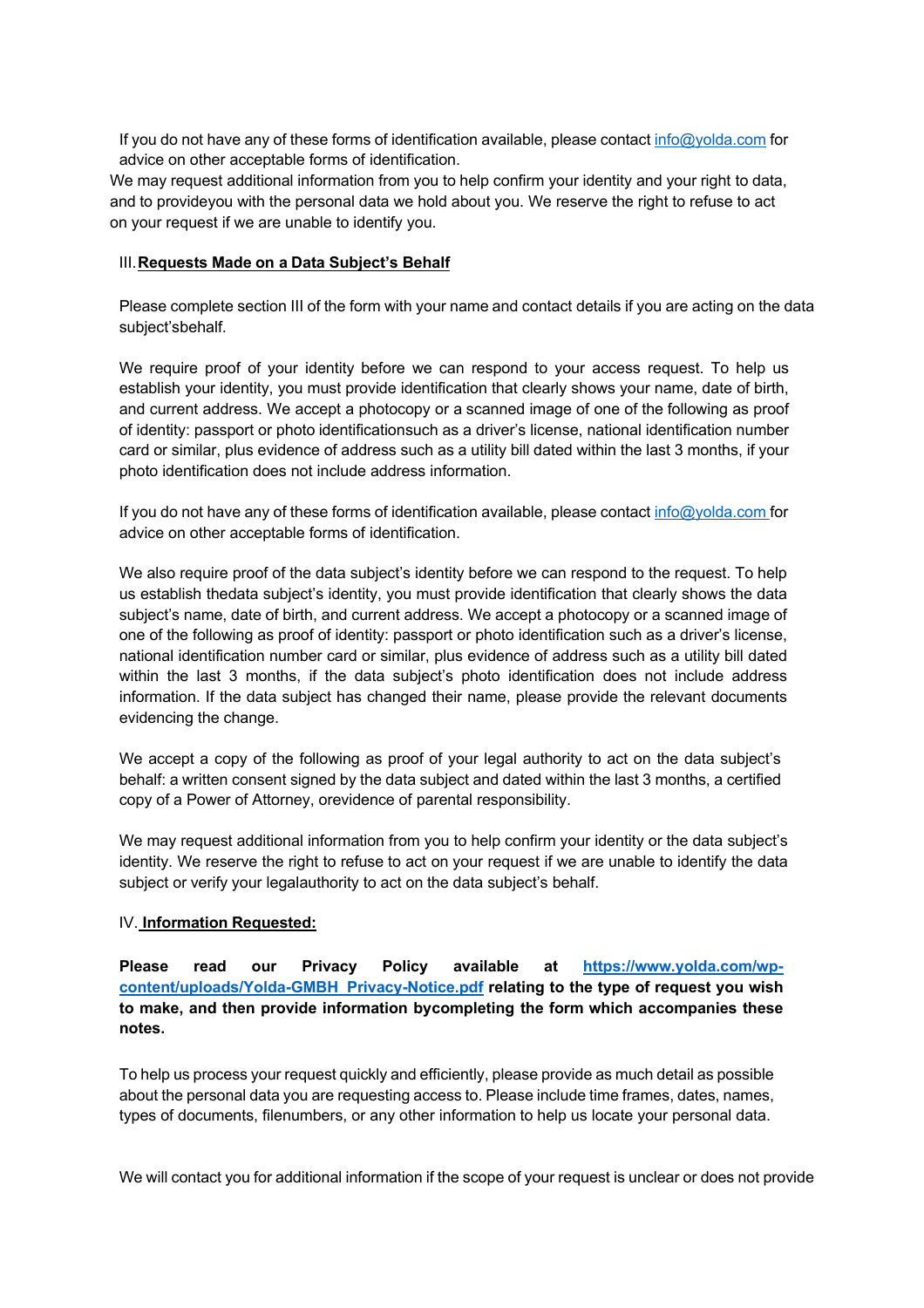If you do not have any of these forms of identification available, please contact info@yolda.com for advice on other acceptable forms of identification.

We may request additional information from you to help confirm your identity and your right to data, and to provideyou with the personal data we hold about you. We reserve the right to refuse to act on your request if we are unable to identify you.

## III. Requests Made on a Data Subject's Behalf

Please complete section III of the form with your name and contact details if you are acting on the data subject'sbehalf.

We require proof of your identity before we can respond to your access request. To help us establish your identity, you must provide identification that clearly shows your name, date of birth, and current address. We accept a photocopy or a scanned image of one of the following as proof of identity: passport or photo identificationsuch as a driver's license, national identification number card or similar, plus evidence of address such as a utility bill dated within the last 3 months, if your photo identification does not include address information.

If you do not have any of these forms of identification available, please contact info@yolda.com for advice on other acceptable forms of identification.

We also require proof of the data subject's identity before we can respond to the request. To help us establish thedata subject's identity, you must provide identification that clearly shows the data subject's name, date of birth, and current address. We accept a photocopy or a scanned image of one of the following as proof of identity: passport or photo identification such as a driver's license, national identification number card or similar, plus evidence of address such as a utility bill dated within the last 3 months, if the data subject's photo identification does not include address information. If the data subject has changed their name, please provide the relevant documents evidencing the change.

We accept a copy of the following as proof of your legal authority to act on the data subject's behalf: a written consent signed by the data subject and dated within the last 3 months, a certified copy of a Power of Attorney, orevidence of parental responsibility.

We may request additional information from you to help confirm your identity or the data subject's identity. We reserve the right to refuse to act on your request if we are unable to identify the data subject or verify your legalauthority to act on the data subject's behalf.

## IV. Information Requested:

**Please read our Privacy Policy available at https://www.yolda.com/wp-content/uploads/Yolda-GMBH_Privacy-Notice.pdf relating to the type of request you wish to make, and then provide information bycompleting the form which accompanies these notes.**

To help us process your request quickly and efficiently, please provide as much detail as possible about the personal data you are requesting access to. Please include time frames, dates, names, types of documents, filenumbers, or any other information to help us locate your personal data.

We will contact you for additional information if the scope of your request is unclear or does not provide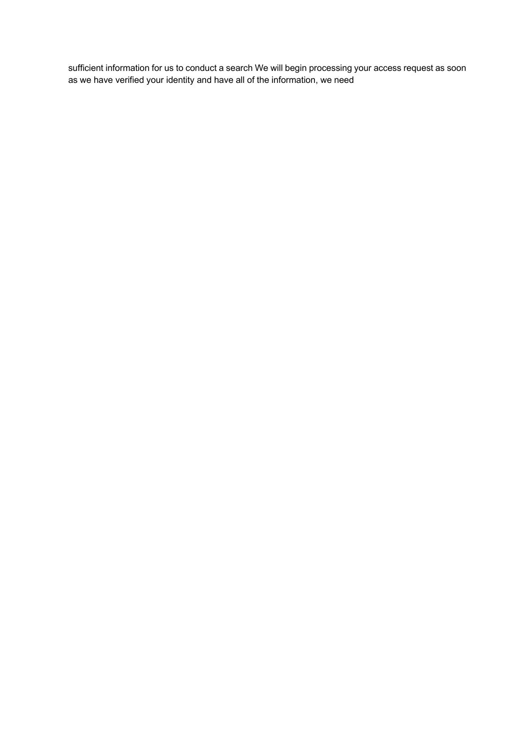sufficient information for us to conduct a search We will begin processing your access request as soon as we have verified your identity and have all of the information, we need